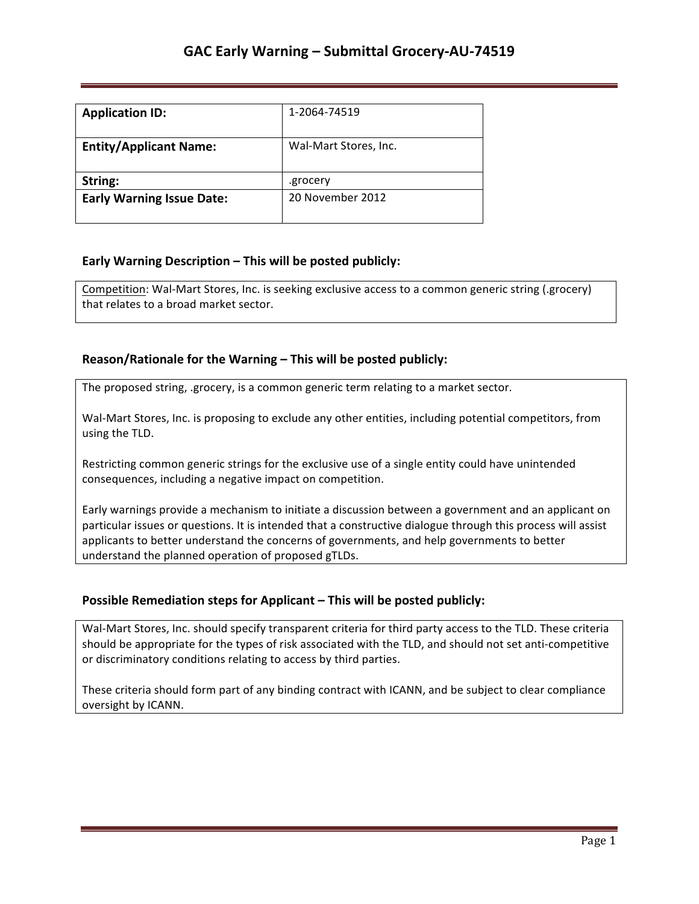# GAC Early Warning – Submittal Grocery-AU-74519

| **Application ID:** | 1-2064-74519 |
| --- | --- |
| **Entity/Applicant Name:** | Wal-Mart Stores, Inc. |
| **String:** | .grocery |
| **Early Warning Issue Date:** | 20 November 2012 |

### Early Warning Description – This will be posted publicly:

Competition: Wal-Mart Stores, Inc. is seeking exclusive access to a common generic string (.grocery) that relates to a broad market sector.

### Reason/Rationale for the Warning – This will be posted publicly:

The proposed string, .grocery, is a common generic term relating to a market sector.

Wal-Mart Stores, Inc. is proposing to exclude any other entities, including potential competitors, from using the TLD.

Restricting common generic strings for the exclusive use of a single entity could have unintended consequences, including a negative impact on competition.

Early warnings provide a mechanism to initiate a discussion between a government and an applicant on particular issues or questions. It is intended that a constructive dialogue through this process will assist applicants to better understand the concerns of governments, and help governments to better understand the planned operation of proposed gTLDs.

### Possible Remediation steps for Applicant – This will be posted publicly:

Wal-Mart Stores, Inc. should specify transparent criteria for third party access to the TLD. These criteria should be appropriate for the types of risk associated with the TLD, and should not set anti-competitive or discriminatory conditions relating to access by third parties.

These criteria should form part of any binding contract with ICANN, and be subject to clear compliance oversight by ICANN.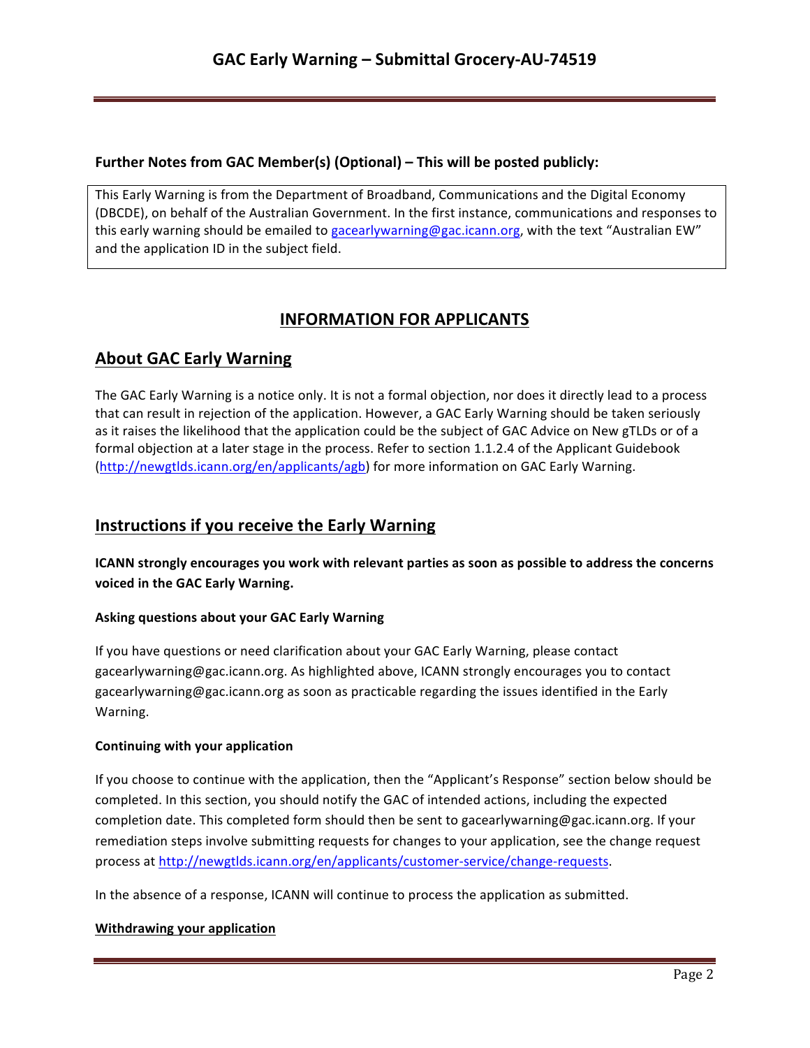**Further Notes from GAC Member(s) (Optional) – This will be posted publicly:**

This Early Warning is from the Department of Broadband, Communications and the Digital Economy (DBCDE), on behalf of the Australian Government. In the first instance, communications and responses to this early warning should be emailed to gacearlywarning@gac.icann.org, with the text "Australian EW" and the application ID in the subject field.

## INFORMATION FOR APPLICANTS

## About GAC Early Warning

The GAC Early Warning is a notice only. It is not a formal objection, nor does it directly lead to a process that can result in rejection of the application. However, a GAC Early Warning should be taken seriously as it raises the likelihood that the application could be the subject of GAC Advice on New gTLDs or of a formal objection at a later stage in the process. Refer to section 1.1.2.4 of the Applicant Guidebook (http://newgtlds.icann.org/en/applicants/agb) for more information on GAC Early Warning.

## Instructions if you receive the Early Warning

**ICANN strongly encourages you work with relevant parties as soon as possible to address the concerns voiced in the GAC Early Warning.**

#### Asking questions about your GAC Early Warning

If you have questions or need clarification about your GAC Early Warning, please contact gacearlywarning@gac.icann.org. As highlighted above, ICANN strongly encourages you to contact gacearlywarning@gac.icann.org as soon as practicable regarding the issues identified in the Early Warning.

#### Continuing with your application

If you choose to continue with the application, then the "Applicant's Response" section below should be completed. In this section, you should notify the GAC of intended actions, including the expected completion date. This completed form should then be sent to gacearlywarning@gac.icann.org. If your remediation steps involve submitting requests for changes to your application, see the change request process at http://newgtlds.icann.org/en/applicants/customer-service/change-requests.

In the absence of a response, ICANN will continue to process the application as submitted.

#### Withdrawing your application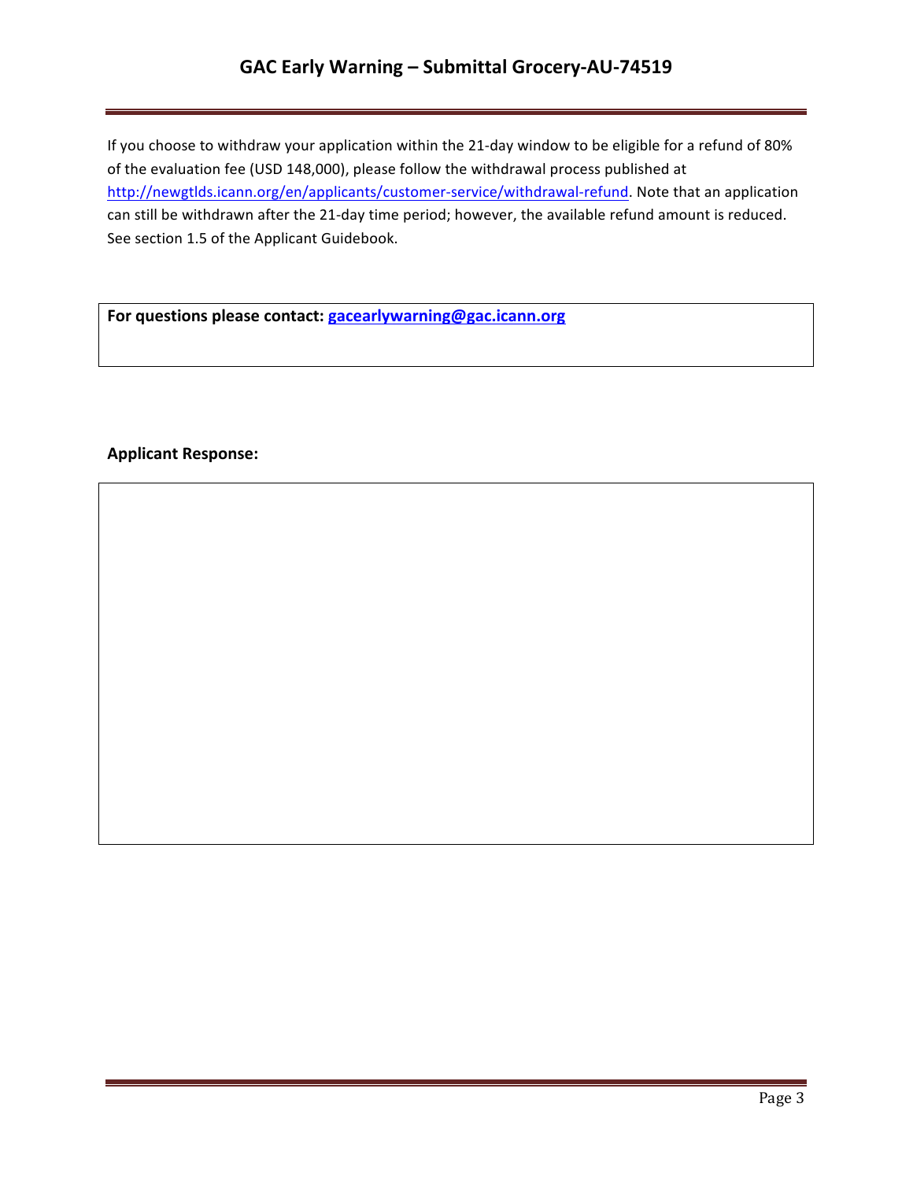If you choose to withdraw your application within the 21-day window to be eligible for a refund of 80% of the evaluation fee (USD 148,000), please follow the withdrawal process published at http://newgtlds.icann.org/en/applicants/customer-service/withdrawal-refund. Note that an application can still be withdrawn after the 21-day time period; however, the available refund amount is reduced. See section 1.5 of the Applicant Guidebook.

**For questions please contact: gacearlywarning@gac.icann.org**

**Applicant Response:**